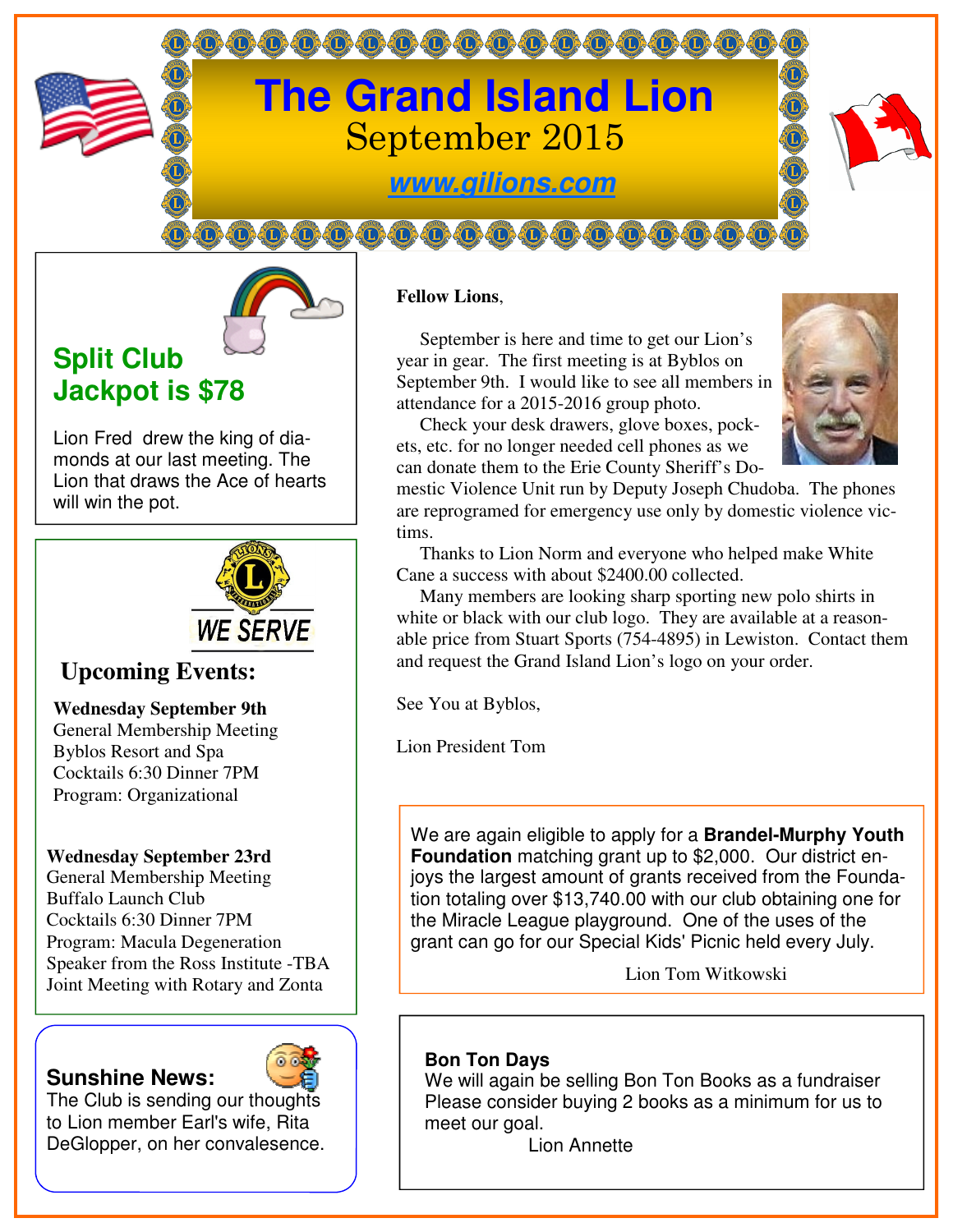# The Grand Island Lion

September 2015

www.gilions.com

## Split Club Jackpot is $78

Lion Fred drew the king of diamonds at our last meeting. The Lion that draws the Ace of hearts will win the pot.

WE SERVE

## Upcoming Events:

**Wednesday September 9th**
General Membership Meeting
Byblos Resort and Spa
Cocktails 6:30 Dinner 7PM
Program: Organizational

**Wednesday September 23rd**
General Membership Meeting
Buffalo Launch Club
Cocktails 6:30 Dinner 7PM
Program: Macula Degeneration
Speaker from the Ross Institute -TBA
Joint Meeting with Rotary and Zonta

## Sunshine News:

The Club is sending our thoughts to Lion member Earl's wife, Rita DeGlopper, on her convalesence.

**Fellow Lions**,

September is here and time to get our Lion's year in gear. The first meeting is at Byblos on September 9th. I would like to see all members in attendance for a 2015-2016 group photo.

Check your desk drawers, glove boxes, pockets, etc. for no longer needed cell phones as we can donate them to the Erie County Sheriff's Domestic Violence Unit run by Deputy Joseph Chudoba. The phones are reprogramed for emergency use only by domestic violence victims.

Thanks to Lion Norm and everyone who helped make White Cane a success with about $2400.00 collected.

Many members are looking sharp sporting new polo shirts in white or black with our club logo. They are available at a reasonable price from Stuart Sports (754-4895) in Lewiston. Contact them and request the Grand Island Lion's logo on your order.

See You at Byblos,

Lion President Tom

We are again eligible to apply for a **Brandel-Murphy Youth Foundation** matching grant up to $2,000. Our district enjoys the largest amount of grants received from the Foundation totaling over $13,740.00 with our club obtaining one for the Miracle League playground. One of the uses of the grant can go for our Special Kids' Picnic held every July.

Lion Tom Witkowski

**Bon Ton Days**
We will again be selling Bon Ton Books as a fundraiser Please consider buying 2 books as a minimum for us to meet our goal.

Lion Annette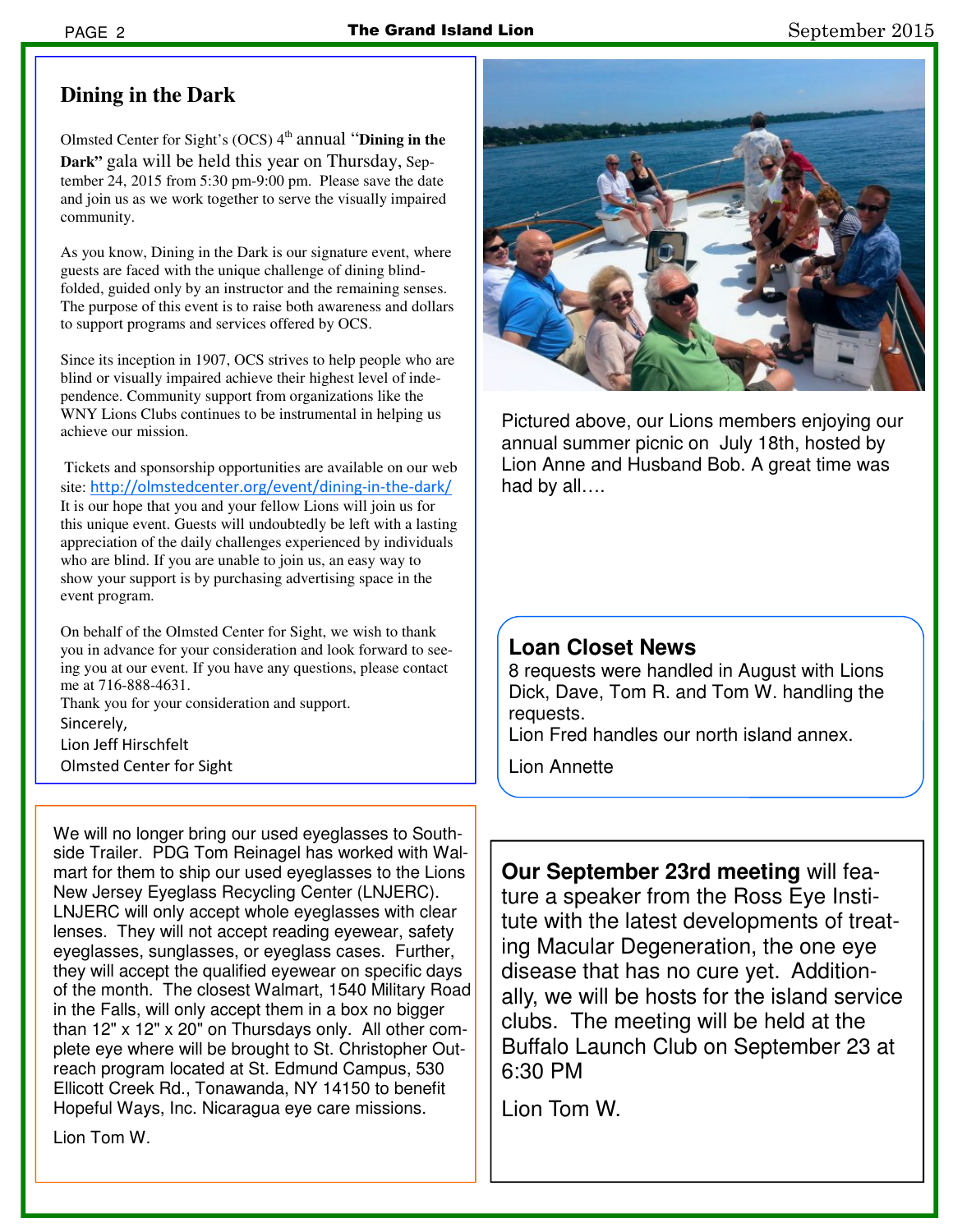## Dining in the Dark

Olmsted Center for Sight's (OCS) 4th annual "**Dining in the Dark"** gala will be held this year on Thursday, September 24, 2015 from 5:30 pm-9:00 pm. Please save the date and join us as we work together to serve the visually impaired community.

As you know, Dining in the Dark is our signature event, where guests are faced with the unique challenge of dining blindfolded, guided only by an instructor and the remaining senses. The purpose of this event is to raise both awareness and dollars to support programs and services offered by OCS.

Since its inception in 1907, OCS strives to help people who are blind or visually impaired achieve their highest level of independence. Community support from organizations like the WNY Lions Clubs continues to be instrumental in helping us achieve our mission.

Tickets and sponsorship opportunities are available on our web site: http://olmstedcenter.org/event/dining-in-the-dark/ It is our hope that you and your fellow Lions will join us for this unique event. Guests will undoubtedly be left with a lasting appreciation of the daily challenges experienced by individuals who are blind. If you are unable to join us, an easy way to show your support is by purchasing advertising space in the event program.

On behalf of the Olmsted Center for Sight, we wish to thank you in advance for your consideration and look forward to seeing you at our event. If you have any questions, please contact me at 716-888-4631.

Thank you for your consideration and support.

Sincerely,
Lion Jeff Hirschfelt
Olmsted Center for Sight

Pictured above, our Lions members enjoying our annual summer picnic on July 18th, hosted by Lion Anne and Husband Bob. A great time was had by all….

### Loan Closet News

8 requests were handled in August with Lions Dick, Dave, Tom R. and Tom W. handling the requests.
Lion Fred handles our north island annex.

Lion Annette

We will no longer bring our used eyeglasses to Southside Trailer. PDG Tom Reinagel has worked with Walmart for them to ship our used eyeglasses to the Lions New Jersey Eyeglass Recycling Center (LNJERC). LNJERC will only accept whole eyeglasses with clear lenses. They will not accept reading eyewear, safety eyeglasses, sunglasses, or eyeglass cases. Further, they will accept the qualified eyewear on specific days of the month. The closest Walmart, 1540 Military Road in the Falls, will only accept them in a box no bigger than 12" x 12" x 20" on Thursdays only. All other complete eye where will be brought to St. Christopher Outreach program located at St. Edmund Campus, 530 Ellicott Creek Rd., Tonawanda, NY 14150 to benefit Hopeful Ways, Inc. Nicaragua eye care missions.

Lion Tom W.

**Our September 23rd meeting** will feature a speaker from the Ross Eye Institute with the latest developments of treating Macular Degeneration, the one eye disease that has no cure yet. Additionally, we will be hosts for the island service clubs. The meeting will be held at the Buffalo Launch Club on September 23 at 6:30 PM

Lion Tom W.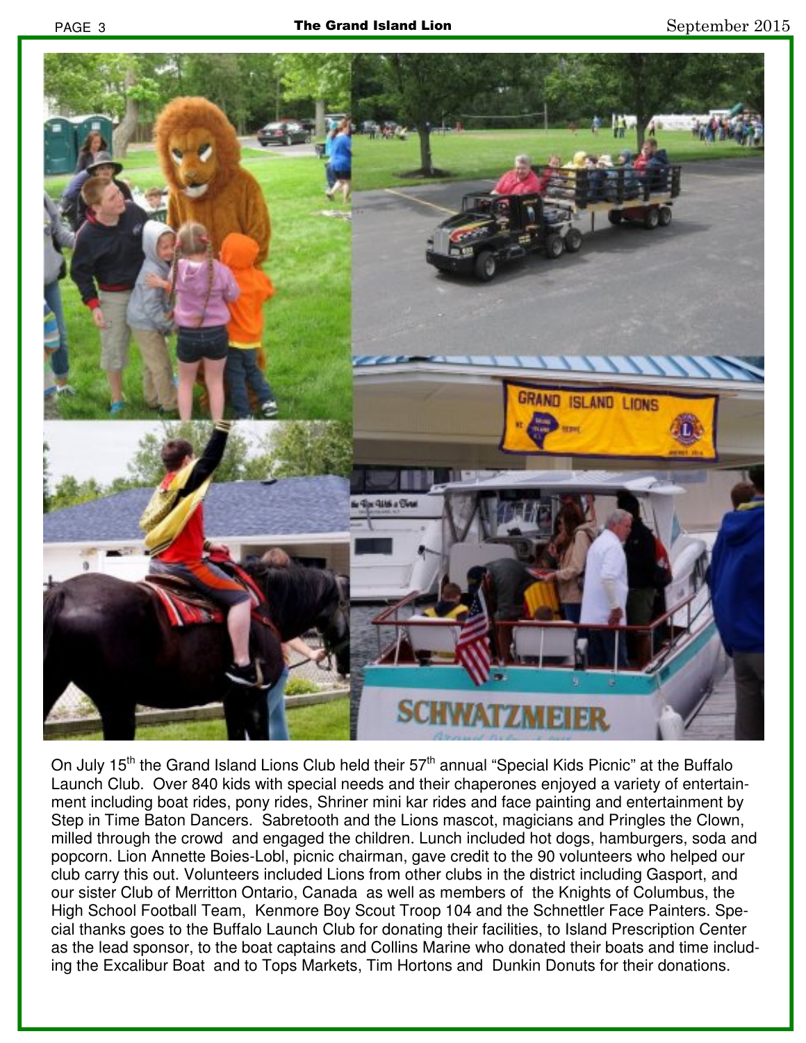On July 15th the Grand Island Lions Club held their 57th annual "Special Kids Picnic" at the Buffalo Launch Club. Over 840 kids with special needs and their chaperones enjoyed a variety of entertainment including boat rides, pony rides, Shriner mini kar rides and face painting and entertainment by Step in Time Baton Dancers. Sabretooth and the Lions mascot, magicians and Pringles the Clown, milled through the crowd and engaged the children. Lunch included hot dogs, hamburgers, soda and popcorn. Lion Annette Boies-Lobl, picnic chairman, gave credit to the 90 volunteers who helped our club carry this out. Volunteers included Lions from other clubs in the district including Gasport, and our sister Club of Merritton Ontario, Canada as well as members of the Knights of Columbus, the High School Football Team, Kenmore Boy Scout Troop 104 and the Schnettler Face Painters. Special thanks goes to the Buffalo Launch Club for donating their facilities, to Island Prescription Center as the lead sponsor, to the boat captains and Collins Marine who donated their boats and time including the Excalibur Boat and to Tops Markets, Tim Hortons and Dunkin Donuts for their donations.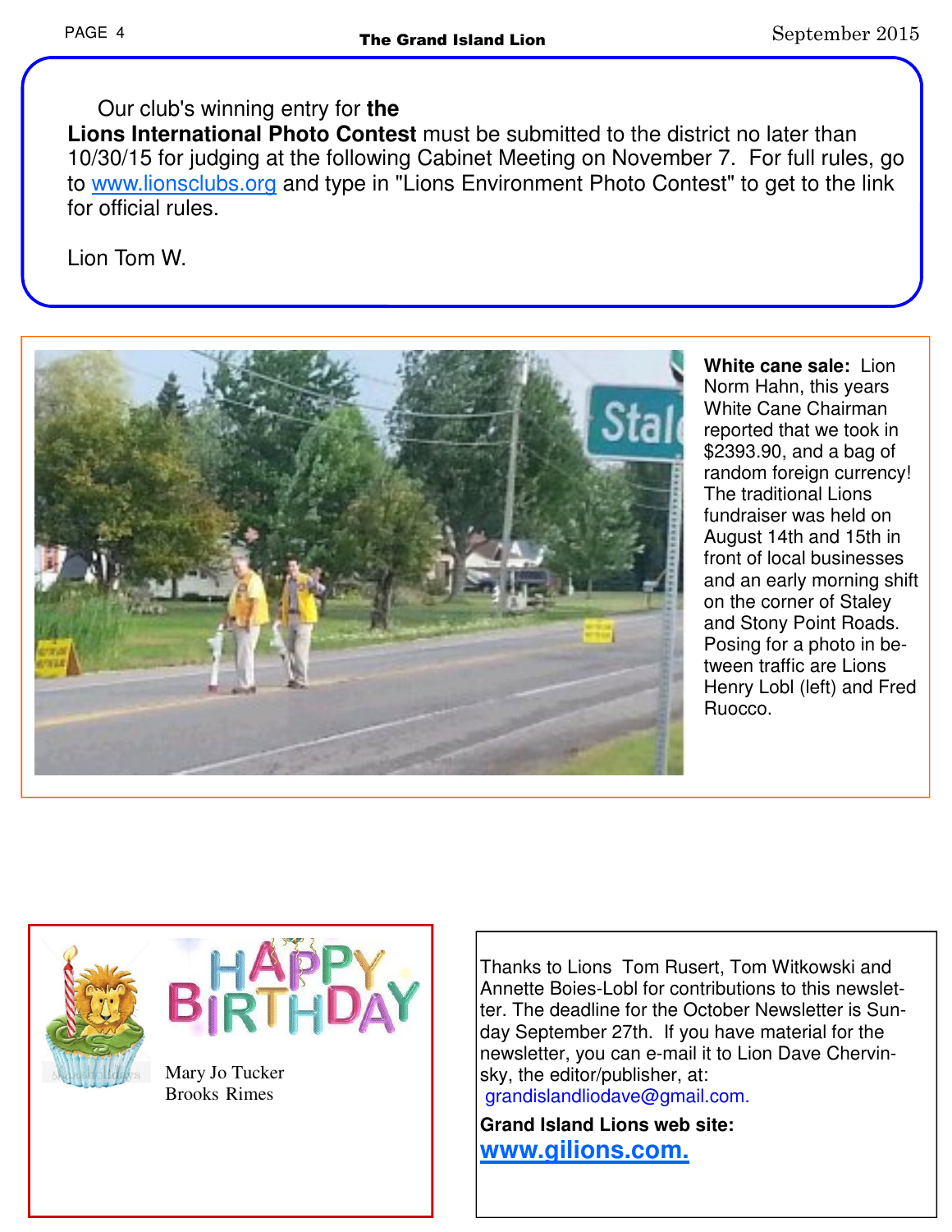Our club's winning entry for **the Lions International Photo Contest** must be submitted to the district no later than 10/30/15 for judging at the following Cabinet Meeting on November 7. For full rules, go to www.lionsclubs.org and type in "Lions Environment Photo Contest" to get to the link for official rules.

Lion Tom W.

**White cane sale:** Lion Norm Hahn, this years White Cane Chairman reported that we took in $2393.90, and a bag of random foreign currency! The traditional Lions fundraiser was held on August 14th and 15th in front of local businesses and an early morning shift on the corner of Staley and Stony Point Roads. Posing for a photo in between traffic are Lions Henry Lobl (left) and Fred Ruocco.

HAPPY BIRTHDAY

Mary Jo Tucker
Brooks Rimes

Thanks to Lions Tom Rusert, Tom Witkowski and Annette Boies-Lobl for contributions to this newsletter. The deadline for the October Newsletter is Sunday September 27th. If you have material for the newsletter, you can e-mail it to Lion Dave Chervinsky, the editor/publisher, at: grandislandliodave@gmail.com.

**Grand Island Lions web site:**
**www.gilions.com.**